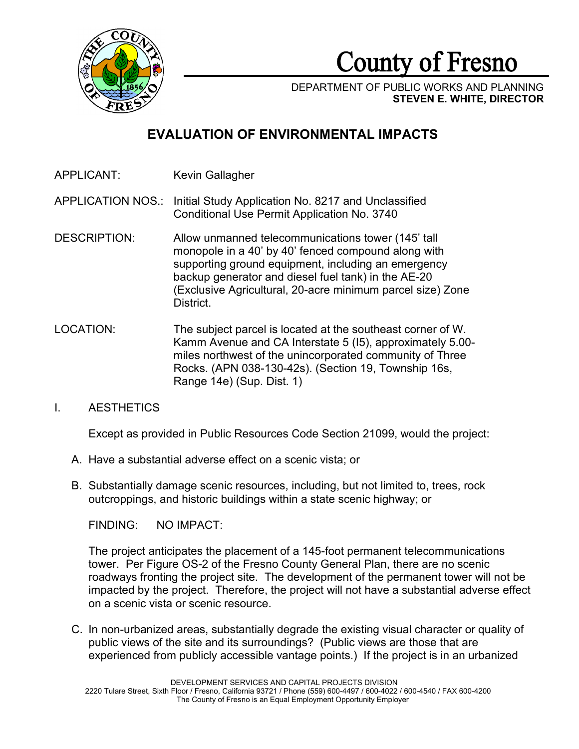# County of Fresno

DEPARTMENT OF PUBLIC WORKS AND PLANNING
**STEVEN E. WHITE, DIRECTOR**

## EVALUATION OF ENVIRONMENTAL IMPACTS

APPLICANT: Kevin Gallagher

APPLICATION NOS.: Initial Study Application No. 8217 and Unclassified Conditional Use Permit Application No. 3740

DESCRIPTION: Allow unmanned telecommunications tower (145' tall monopole in a 40' by 40' fenced compound along with supporting ground equipment, including an emergency backup generator and diesel fuel tank) in the AE-20 (Exclusive Agricultural, 20-acre minimum parcel size) Zone District.

LOCATION: The subject parcel is located at the southeast corner of W. Kamm Avenue and CA Interstate 5 (I5), approximately 5.00-miles northwest of the unincorporated community of Three Rocks. (APN 038-130-42s). (Section 19, Township 16s, Range 14e) (Sup. Dist. 1)

I. AESTHETICS

Except as provided in Public Resources Code Section 21099, would the project:

A. Have a substantial adverse effect on a scenic vista; or

B. Substantially damage scenic resources, including, but not limited to, trees, rock outcroppings, and historic buildings within a state scenic highway; or

FINDING: NO IMPACT:

The project anticipates the placement of a 145-foot permanent telecommunications tower. Per Figure OS-2 of the Fresno County General Plan, there are no scenic roadways fronting the project site. The development of the permanent tower will not be impacted by the project. Therefore, the project will not have a substantial adverse effect on a scenic vista or scenic resource.

C. In non-urbanized areas, substantially degrade the existing visual character or quality of public views of the site and its surroundings? (Public views are those that are experienced from publicly accessible vantage points.) If the project is in an urbanized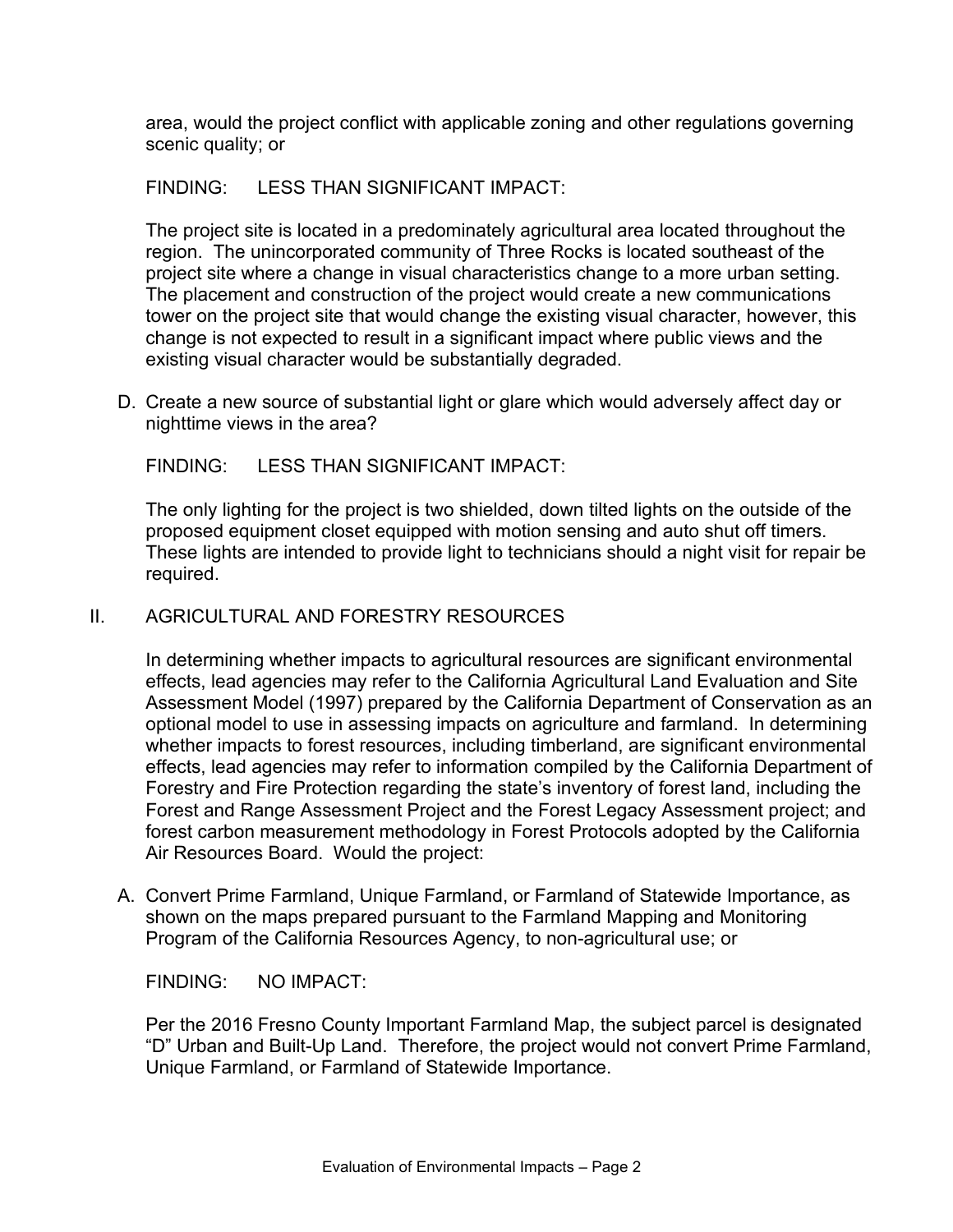area, would the project conflict with applicable zoning and other regulations governing scenic quality; or

FINDING: LESS THAN SIGNIFICANT IMPACT:

The project site is located in a predominately agricultural area located throughout the region. The unincorporated community of Three Rocks is located southeast of the project site where a change in visual characteristics change to a more urban setting. The placement and construction of the project would create a new communications tower on the project site that would change the existing visual character, however, this change is not expected to result in a significant impact where public views and the existing visual character would be substantially degraded.

D. Create a new source of substantial light or glare which would adversely affect day or nighttime views in the area?

FINDING: LESS THAN SIGNIFICANT IMPACT:

The only lighting for the project is two shielded, down tilted lights on the outside of the proposed equipment closet equipped with motion sensing and auto shut off timers. These lights are intended to provide light to technicians should a night visit for repair be required.

## II. AGRICULTURAL AND FORESTRY RESOURCES

In determining whether impacts to agricultural resources are significant environmental effects, lead agencies may refer to the California Agricultural Land Evaluation and Site Assessment Model (1997) prepared by the California Department of Conservation as an optional model to use in assessing impacts on agriculture and farmland. In determining whether impacts to forest resources, including timberland, are significant environmental effects, lead agencies may refer to information compiled by the California Department of Forestry and Fire Protection regarding the state's inventory of forest land, including the Forest and Range Assessment Project and the Forest Legacy Assessment project; and forest carbon measurement methodology in Forest Protocols adopted by the California Air Resources Board. Would the project:

A. Convert Prime Farmland, Unique Farmland, or Farmland of Statewide Importance, as shown on the maps prepared pursuant to the Farmland Mapping and Monitoring Program of the California Resources Agency, to non-agricultural use; or

FINDING: NO IMPACT:

Per the 2016 Fresno County Important Farmland Map, the subject parcel is designated "D" Urban and Built-Up Land. Therefore, the project would not convert Prime Farmland, Unique Farmland, or Farmland of Statewide Importance.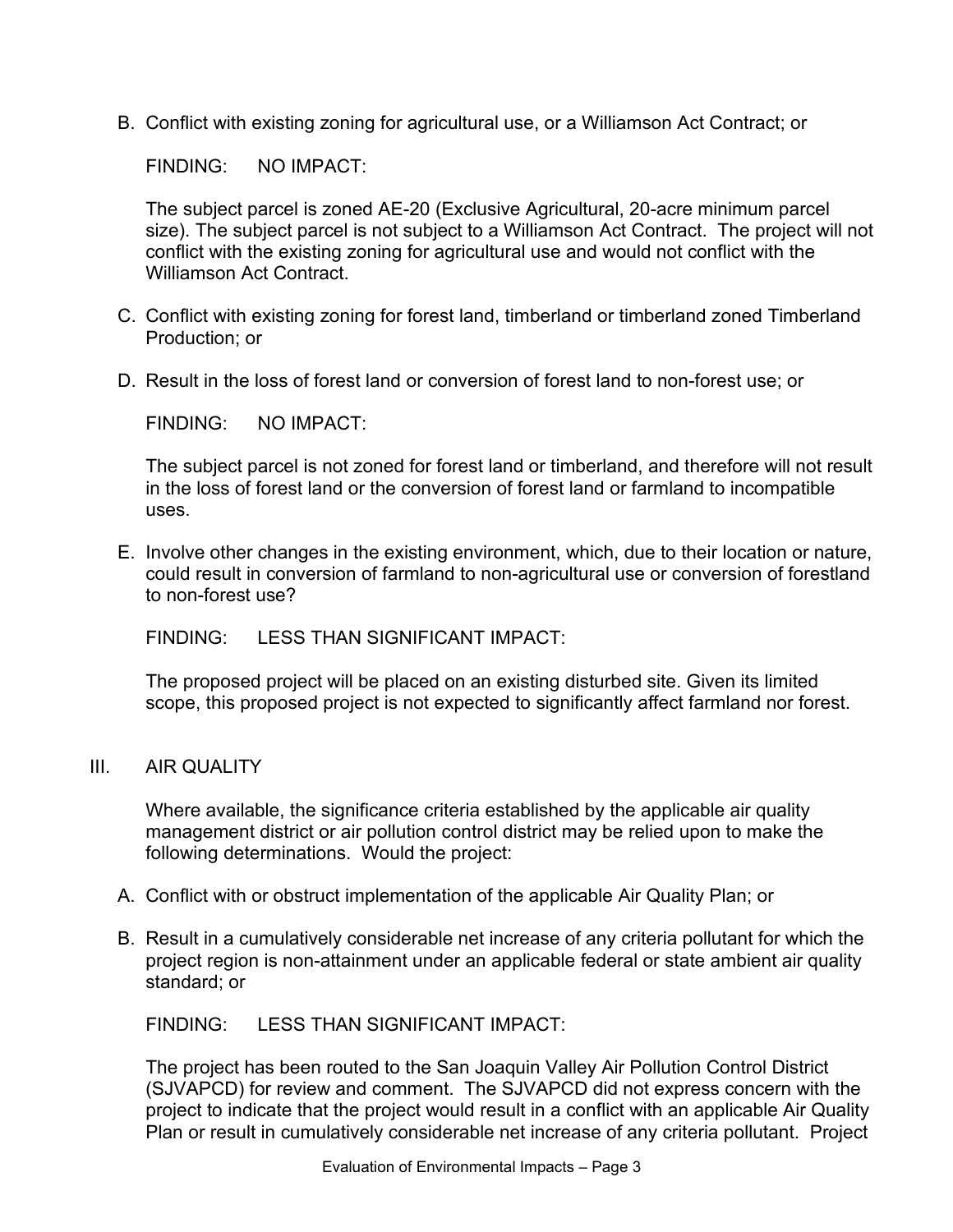B. Conflict with existing zoning for agricultural use, or a Williamson Act Contract; or

   FINDING: NO IMPACT:

   The subject parcel is zoned AE-20 (Exclusive Agricultural, 20-acre minimum parcel size). The subject parcel is not subject to a Williamson Act Contract. The project will not conflict with the existing zoning for agricultural use and would not conflict with the Williamson Act Contract.

C. Conflict with existing zoning for forest land, timberland or timberland zoned Timberland Production; or

D. Result in the loss of forest land or conversion of forest land to non-forest use; or

   FINDING: NO IMPACT:

   The subject parcel is not zoned for forest land or timberland, and therefore will not result in the loss of forest land or the conversion of forest land or farmland to incompatible uses.

E. Involve other changes in the existing environment, which, due to their location or nature, could result in conversion of farmland to non-agricultural use or conversion of forestland to non-forest use?

   FINDING: LESS THAN SIGNIFICANT IMPACT:

   The proposed project will be placed on an existing disturbed site. Given its limited scope, this proposed project is not expected to significantly affect farmland nor forest.

## III. AIR QUALITY

Where available, the significance criteria established by the applicable air quality management district or air pollution control district may be relied upon to make the following determinations. Would the project:

A. Conflict with or obstruct implementation of the applicable Air Quality Plan; or

B. Result in a cumulatively considerable net increase of any criteria pollutant for which the project region is non-attainment under an applicable federal or state ambient air quality standard; or

   FINDING: LESS THAN SIGNIFICANT IMPACT:

   The project has been routed to the San Joaquin Valley Air Pollution Control District (SJVAPCD) for review and comment. The SJVAPCD did not express concern with the project to indicate that the project would result in a conflict with an applicable Air Quality Plan or result in cumulatively considerable net increase of any criteria pollutant. Project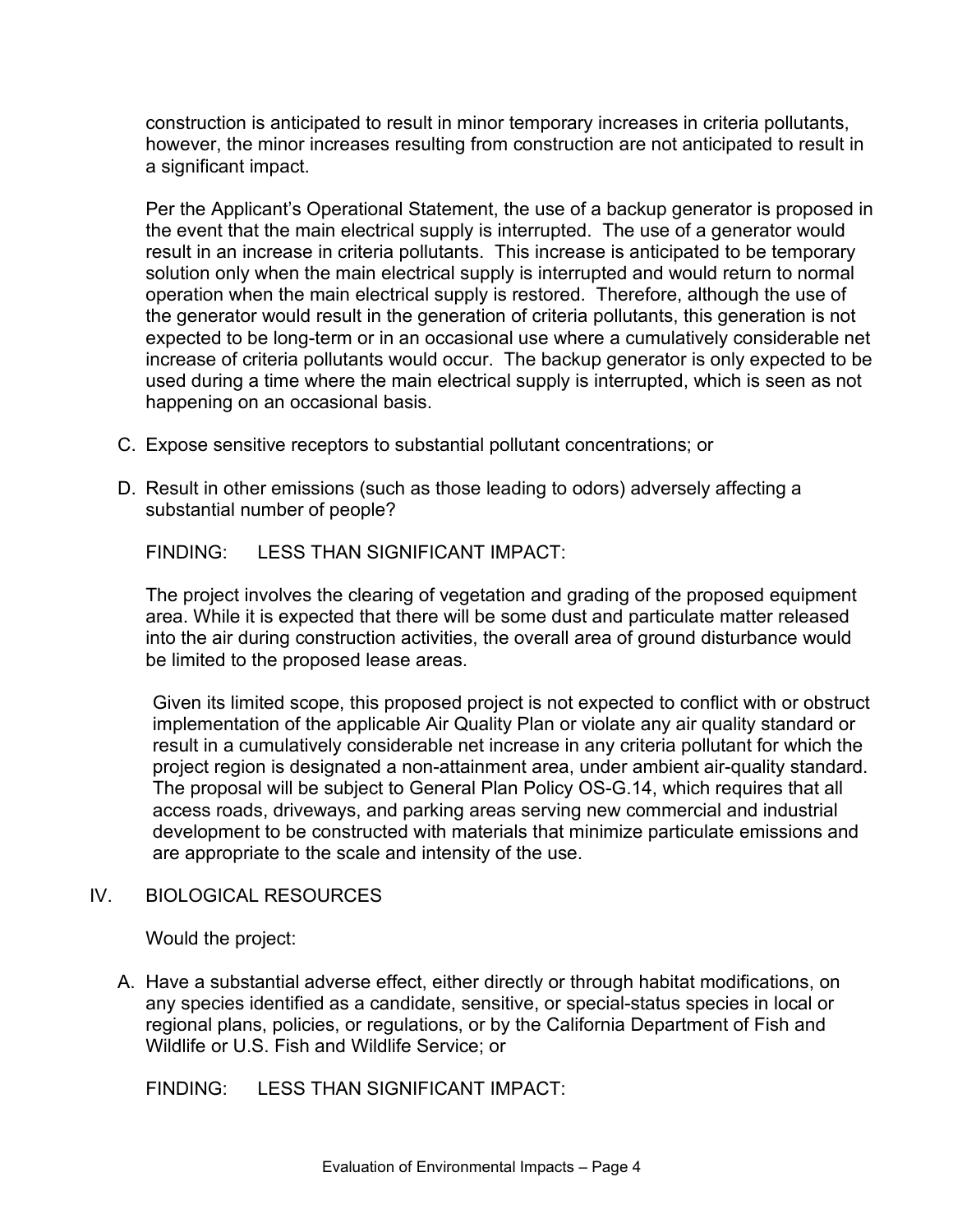construction is anticipated to result in minor temporary increases in criteria pollutants, however, the minor increases resulting from construction are not anticipated to result in a significant impact.

Per the Applicant's Operational Statement, the use of a backup generator is proposed in the event that the main electrical supply is interrupted. The use of a generator would result in an increase in criteria pollutants. This increase is anticipated to be temporary solution only when the main electrical supply is interrupted and would return to normal operation when the main electrical supply is restored. Therefore, although the use of the generator would result in the generation of criteria pollutants, this generation is not expected to be long-term or in an occasional use where a cumulatively considerable net increase of criteria pollutants would occur. The backup generator is only expected to be used during a time where the main electrical supply is interrupted, which is seen as not happening on an occasional basis.

C. Expose sensitive receptors to substantial pollutant concentrations; or

D. Result in other emissions (such as those leading to odors) adversely affecting a substantial number of people?

FINDING: LESS THAN SIGNIFICANT IMPACT:

The project involves the clearing of vegetation and grading of the proposed equipment area. While it is expected that there will be some dust and particulate matter released into the air during construction activities, the overall area of ground disturbance would be limited to the proposed lease areas.

Given its limited scope, this proposed project is not expected to conflict with or obstruct implementation of the applicable Air Quality Plan or violate any air quality standard or result in a cumulatively considerable net increase in any criteria pollutant for which the project region is designated a non-attainment area, under ambient air-quality standard. The proposal will be subject to General Plan Policy OS-G.14, which requires that all access roads, driveways, and parking areas serving new commercial and industrial development to be constructed with materials that minimize particulate emissions and are appropriate to the scale and intensity of the use.

## IV. BIOLOGICAL RESOURCES

Would the project:

A. Have a substantial adverse effect, either directly or through habitat modifications, on any species identified as a candidate, sensitive, or special-status species in local or regional plans, policies, or regulations, or by the California Department of Fish and Wildlife or U.S. Fish and Wildlife Service; or

FINDING: LESS THAN SIGNIFICANT IMPACT: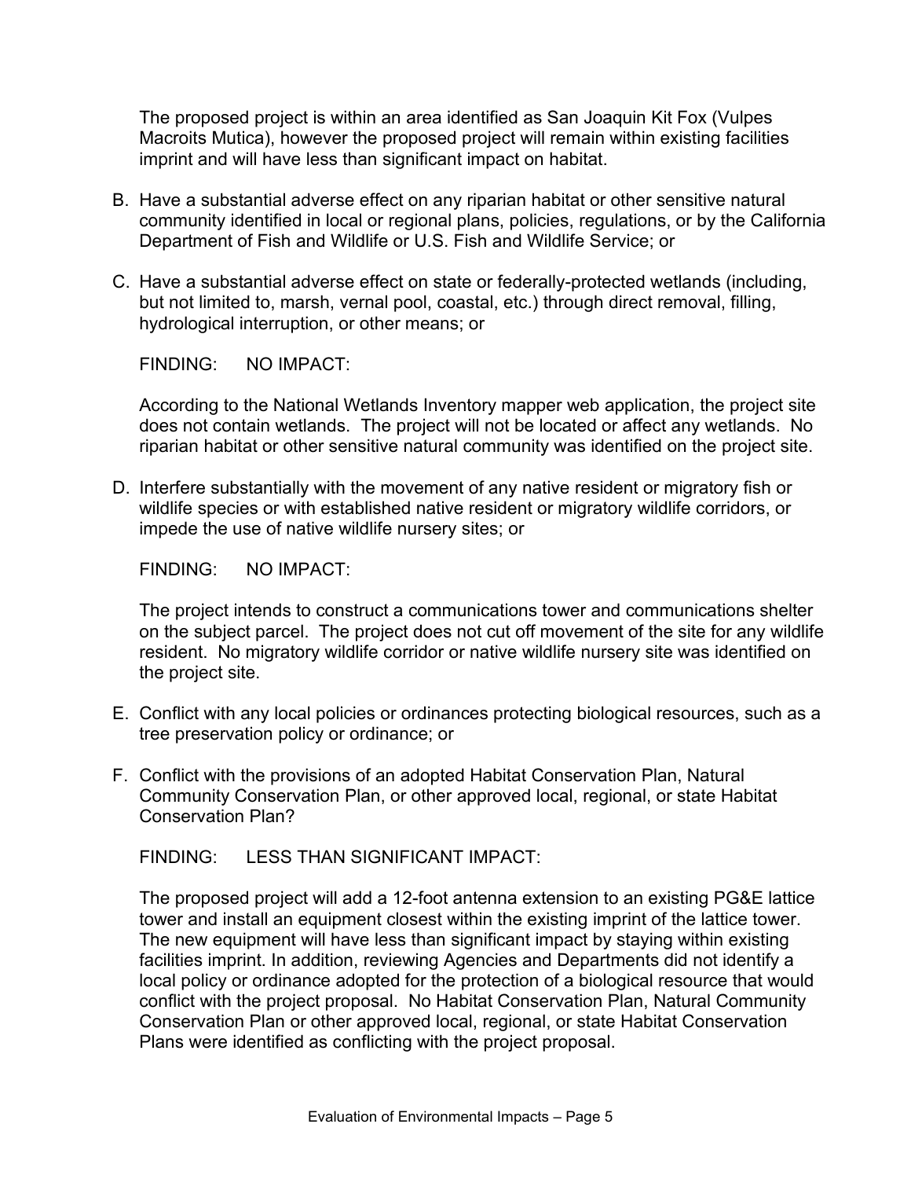The proposed project is within an area identified as San Joaquin Kit Fox (Vulpes Macroits Mutica), however the proposed project will remain within existing facilities imprint and will have less than significant impact on habitat.

B. Have a substantial adverse effect on any riparian habitat or other sensitive natural community identified in local or regional plans, policies, regulations, or by the California Department of Fish and Wildlife or U.S. Fish and Wildlife Service; or

C. Have a substantial adverse effect on state or federally-protected wetlands (including, but not limited to, marsh, vernal pool, coastal, etc.) through direct removal, filling, hydrological interruption, or other means; or

FINDING: NO IMPACT:

According to the National Wetlands Inventory mapper web application, the project site does not contain wetlands. The project will not be located or affect any wetlands. No riparian habitat or other sensitive natural community was identified on the project site.

D. Interfere substantially with the movement of any native resident or migratory fish or wildlife species or with established native resident or migratory wildlife corridors, or impede the use of native wildlife nursery sites; or

FINDING: NO IMPACT:

The project intends to construct a communications tower and communications shelter on the subject parcel. The project does not cut off movement of the site for any wildlife resident. No migratory wildlife corridor or native wildlife nursery site was identified on the project site.

E. Conflict with any local policies or ordinances protecting biological resources, such as a tree preservation policy or ordinance; or

F. Conflict with the provisions of an adopted Habitat Conservation Plan, Natural Community Conservation Plan, or other approved local, regional, or state Habitat Conservation Plan?

FINDING: LESS THAN SIGNIFICANT IMPACT:

The proposed project will add a 12-foot antenna extension to an existing PG&E lattice tower and install an equipment closest within the existing imprint of the lattice tower. The new equipment will have less than significant impact by staying within existing facilities imprint. In addition, reviewing Agencies and Departments did not identify a local policy or ordinance adopted for the protection of a biological resource that would conflict with the project proposal. No Habitat Conservation Plan, Natural Community Conservation Plan or other approved local, regional, or state Habitat Conservation Plans were identified as conflicting with the project proposal.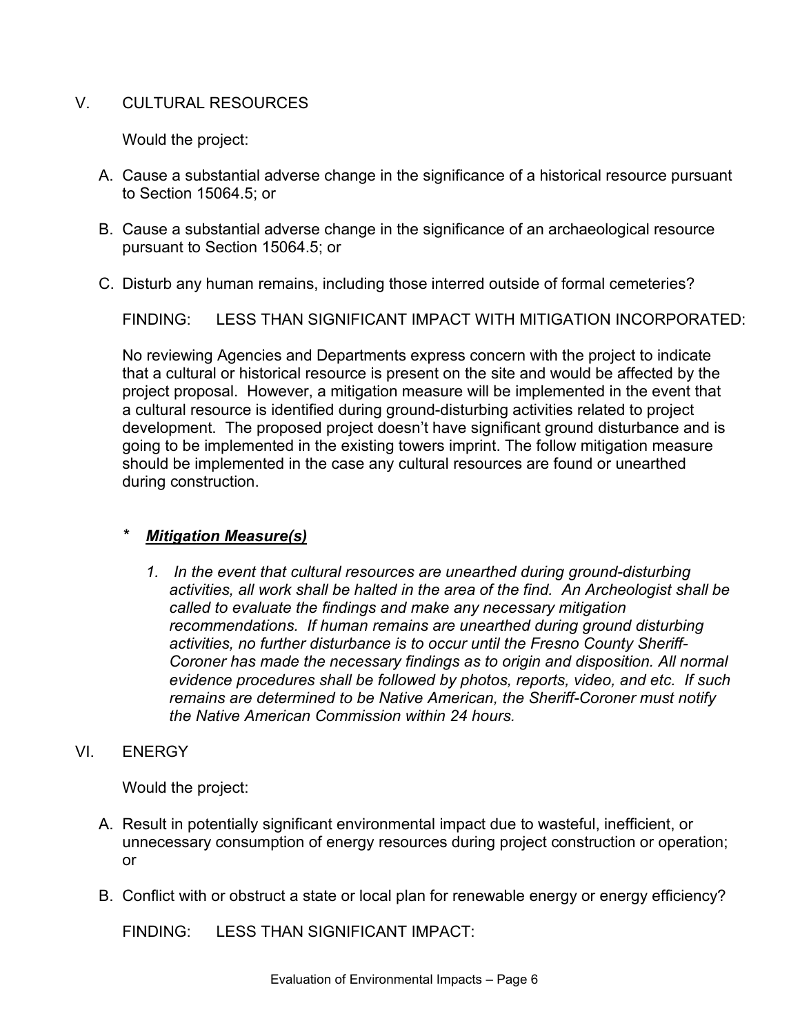## V. CULTURAL RESOURCES

Would the project:

A. Cause a substantial adverse change in the significance of a historical resource pursuant to Section 15064.5; or

B. Cause a substantial adverse change in the significance of an archaeological resource pursuant to Section 15064.5; or

C. Disturb any human remains, including those interred outside of formal cemeteries?

FINDING: LESS THAN SIGNIFICANT IMPACT WITH MITIGATION INCORPORATED:

No reviewing Agencies and Departments express concern with the project to indicate that a cultural or historical resource is present on the site and would be affected by the project proposal. However, a mitigation measure will be implemented in the event that a cultural resource is identified during ground-disturbing activities related to project development. The proposed project doesn't have significant ground disturbance and is going to be implemented in the existing towers imprint. The follow mitigation measure should be implemented in the case any cultural resources are found or unearthed during construction.

\* ***Mitigation Measure(s)***

1. *In the event that cultural resources are unearthed during ground-disturbing activities, all work shall be halted in the area of the find. An Archeologist shall be called to evaluate the findings and make any necessary mitigation recommendations. If human remains are unearthed during ground disturbing activities, no further disturbance is to occur until the Fresno County Sheriff-Coroner has made the necessary findings as to origin and disposition. All normal evidence procedures shall be followed by photos, reports, video, and etc. If such remains are determined to be Native American, the Sheriff-Coroner must notify the Native American Commission within 24 hours.*

## VI. ENERGY

Would the project:

A. Result in potentially significant environmental impact due to wasteful, inefficient, or unnecessary consumption of energy resources during project construction or operation; or

B. Conflict with or obstruct a state or local plan for renewable energy or energy efficiency?

FINDING: LESS THAN SIGNIFICANT IMPACT: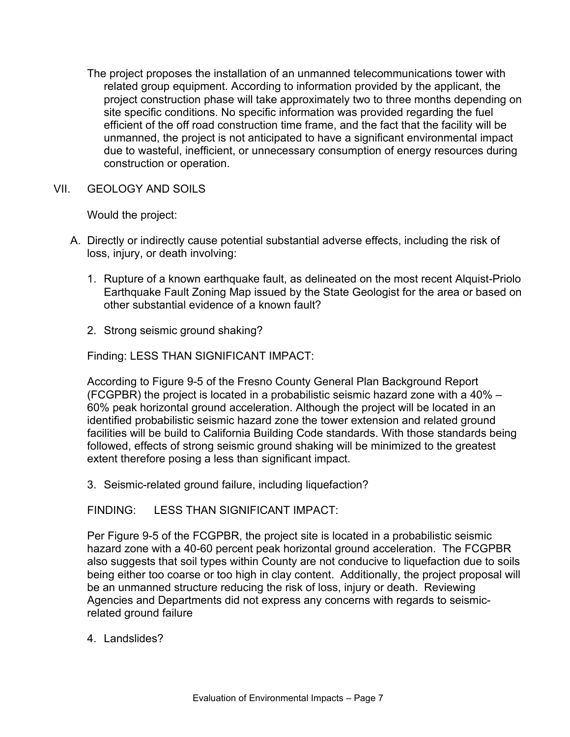The project proposes the installation of an unmanned telecommunications tower with related group equipment. According to information provided by the applicant, the project construction phase will take approximately two to three months depending on site specific conditions. No specific information was provided regarding the fuel efficient of the off road construction time frame, and the fact that the facility will be unmanned, the project is not anticipated to have a significant environmental impact due to wasteful, inefficient, or unnecessary consumption of energy resources during construction or operation.

## VII. GEOLOGY AND SOILS

Would the project:

A. Directly or indirectly cause potential substantial adverse effects, including the risk of loss, injury, or death involving:

1. Rupture of a known earthquake fault, as delineated on the most recent Alquist-Priolo Earthquake Fault Zoning Map issued by the State Geologist for the area or based on other substantial evidence of a known fault?

2. Strong seismic ground shaking?

Finding: LESS THAN SIGNIFICANT IMPACT:

According to Figure 9-5 of the Fresno County General Plan Background Report (FCGPBR) the project is located in a probabilistic seismic hazard zone with a 40% – 60% peak horizontal ground acceleration. Although the project will be located in an identified probabilistic seismic hazard zone the tower extension and related ground facilities will be build to California Building Code standards. With those standards being followed, effects of strong seismic ground shaking will be minimized to the greatest extent therefore posing a less than significant impact.

3. Seismic-related ground failure, including liquefaction?

FINDING: LESS THAN SIGNIFICANT IMPACT:

Per Figure 9-5 of the FCGPBR, the project site is located in a probabilistic seismic hazard zone with a 40-60 percent peak horizontal ground acceleration. The FCGPBR also suggests that soil types within County are not conducive to liquefaction due to soils being either too coarse or too high in clay content. Additionally, the project proposal will be an unmanned structure reducing the risk of loss, injury or death. Reviewing Agencies and Departments did not express any concerns with regards to seismic-related ground failure

4. Landslides?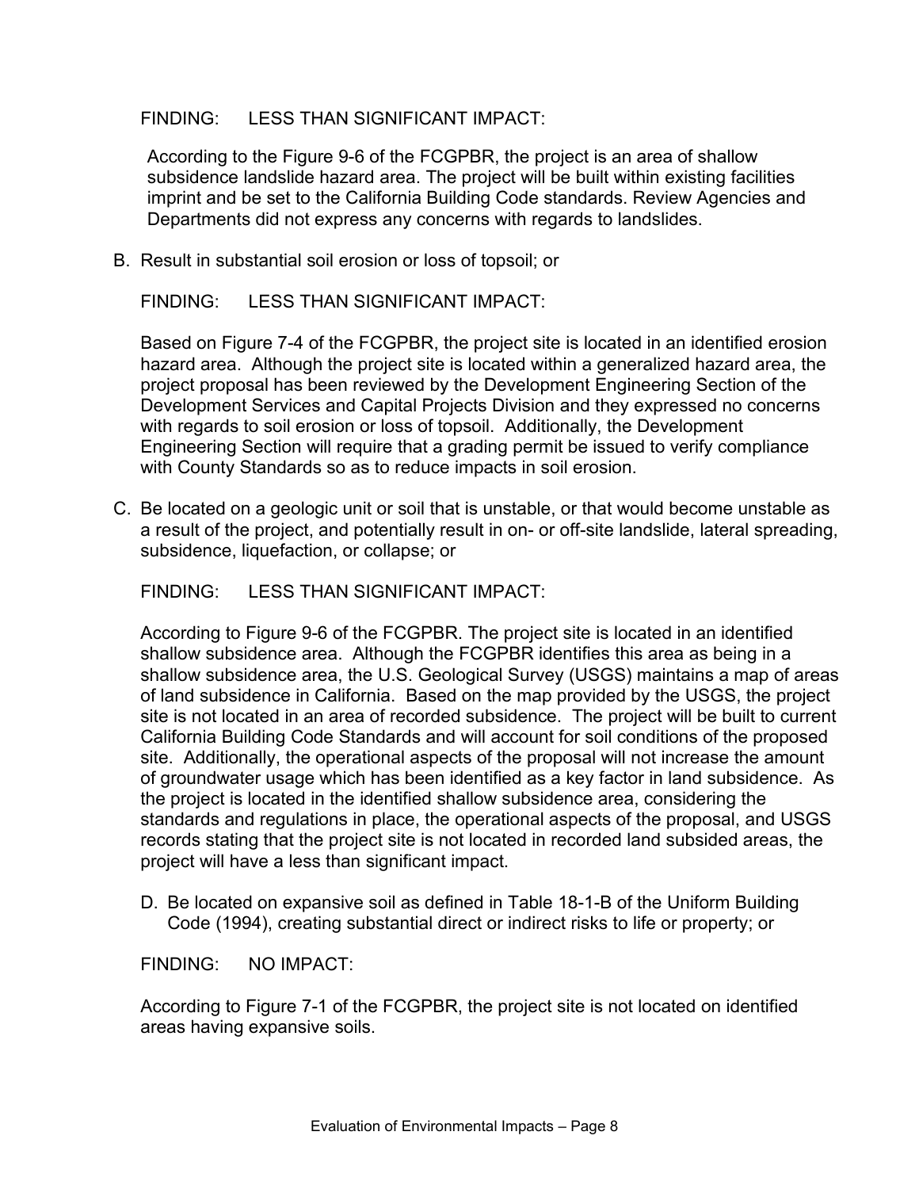FINDING: LESS THAN SIGNIFICANT IMPACT:

According to the Figure 9-6 of the FCGPBR, the project is an area of shallow subsidence landslide hazard area. The project will be built within existing facilities imprint and be set to the California Building Code standards. Review Agencies and Departments did not express any concerns with regards to landslides.

B. Result in substantial soil erosion or loss of topsoil; or

FINDING: LESS THAN SIGNIFICANT IMPACT:

Based on Figure 7-4 of the FCGPBR, the project site is located in an identified erosion hazard area. Although the project site is located within a generalized hazard area, the project proposal has been reviewed by the Development Engineering Section of the Development Services and Capital Projects Division and they expressed no concerns with regards to soil erosion or loss of topsoil. Additionally, the Development Engineering Section will require that a grading permit be issued to verify compliance with County Standards so as to reduce impacts in soil erosion.

C. Be located on a geologic unit or soil that is unstable, or that would become unstable as a result of the project, and potentially result in on- or off-site landslide, lateral spreading, subsidence, liquefaction, or collapse; or

FINDING: LESS THAN SIGNIFICANT IMPACT:

According to Figure 9-6 of the FCGPBR. The project site is located in an identified shallow subsidence area. Although the FCGPBR identifies this area as being in a shallow subsidence area, the U.S. Geological Survey (USGS) maintains a map of areas of land subsidence in California. Based on the map provided by the USGS, the project site is not located in an area of recorded subsidence. The project will be built to current California Building Code Standards and will account for soil conditions of the proposed site. Additionally, the operational aspects of the proposal will not increase the amount of groundwater usage which has been identified as a key factor in land subsidence. As the project is located in the identified shallow subsidence area, considering the standards and regulations in place, the operational aspects of the proposal, and USGS records stating that the project site is not located in recorded land subsided areas, the project will have a less than significant impact.

D. Be located on expansive soil as defined in Table 18-1-B of the Uniform Building Code (1994), creating substantial direct or indirect risks to life or property; or

FINDING: NO IMPACT:

According to Figure 7-1 of the FCGPBR, the project site is not located on identified areas having expansive soils.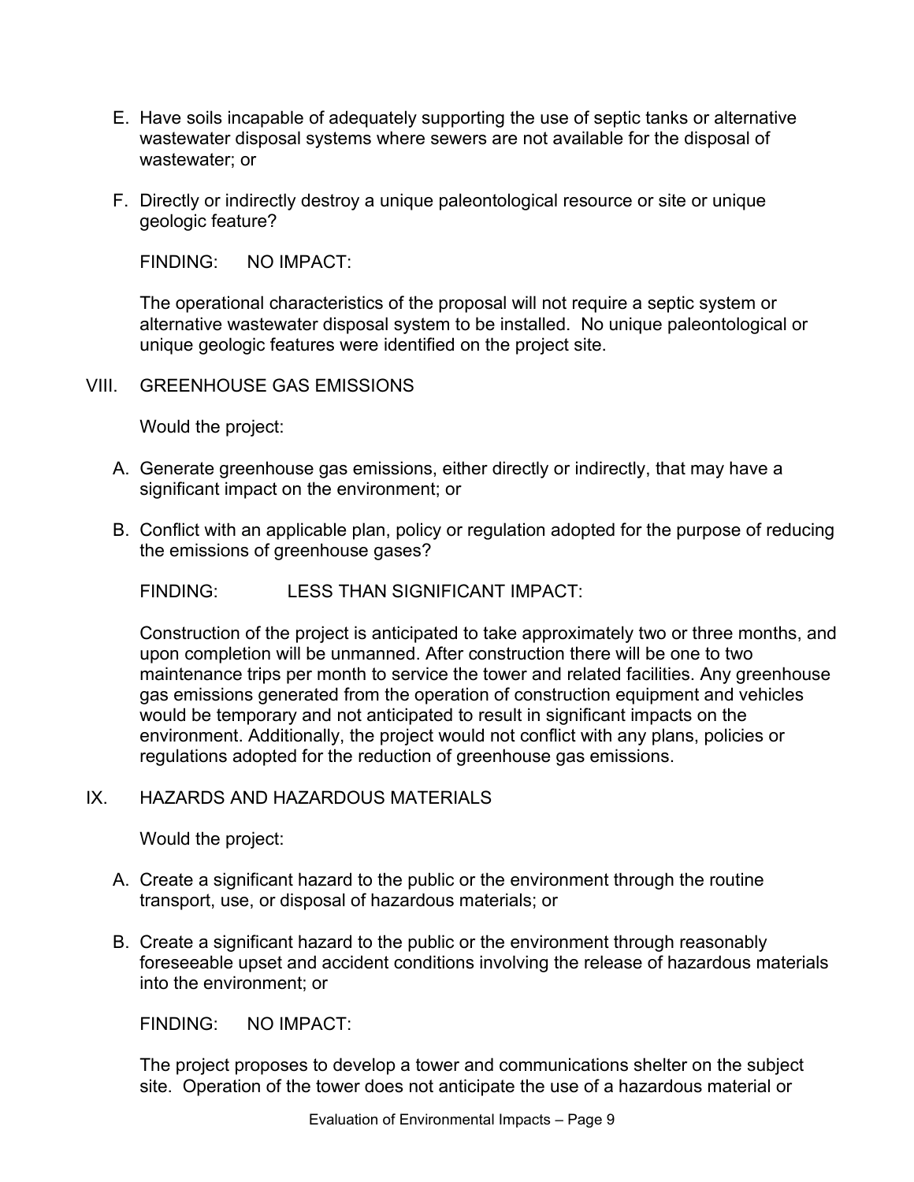E. Have soils incapable of adequately supporting the use of septic tanks or alternative wastewater disposal systems where sewers are not available for the disposal of wastewater; or

F. Directly or indirectly destroy a unique paleontological resource or site or unique geologic feature?

FINDING: NO IMPACT:

The operational characteristics of the proposal will not require a septic system or alternative wastewater disposal system to be installed. No unique paleontological or unique geologic features were identified on the project site.

## VIII. GREENHOUSE GAS EMISSIONS

Would the project:

A. Generate greenhouse gas emissions, either directly or indirectly, that may have a significant impact on the environment; or

B. Conflict with an applicable plan, policy or regulation adopted for the purpose of reducing the emissions of greenhouse gases?

FINDING: LESS THAN SIGNIFICANT IMPACT:

Construction of the project is anticipated to take approximately two or three months, and upon completion will be unmanned. After construction there will be one to two maintenance trips per month to service the tower and related facilities. Any greenhouse gas emissions generated from the operation of construction equipment and vehicles would be temporary and not anticipated to result in significant impacts on the environment. Additionally, the project would not conflict with any plans, policies or regulations adopted for the reduction of greenhouse gas emissions.

## IX. HAZARDS AND HAZARDOUS MATERIALS

Would the project:

A. Create a significant hazard to the public or the environment through the routine transport, use, or disposal of hazardous materials; or

B. Create a significant hazard to the public or the environment through reasonably foreseeable upset and accident conditions involving the release of hazardous materials into the environment; or

FINDING: NO IMPACT:

The project proposes to develop a tower and communications shelter on the subject site. Operation of the tower does not anticipate the use of a hazardous material or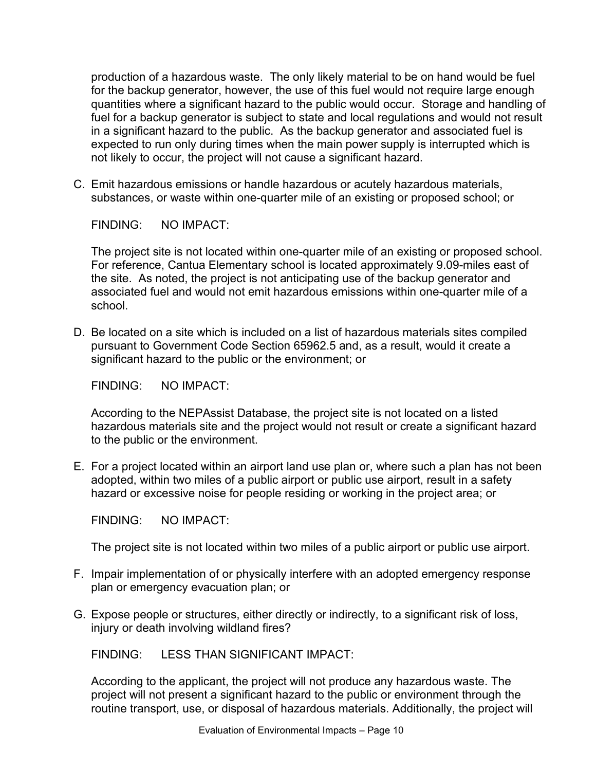production of a hazardous waste. The only likely material to be on hand would be fuel for the backup generator, however, the use of this fuel would not require large enough quantities where a significant hazard to the public would occur. Storage and handling of fuel for a backup generator is subject to state and local regulations and would not result in a significant hazard to the public. As the backup generator and associated fuel is expected to run only during times when the main power supply is interrupted which is not likely to occur, the project will not cause a significant hazard.

C. Emit hazardous emissions or handle hazardous or acutely hazardous materials, substances, or waste within one-quarter mile of an existing or proposed school; or

FINDING: NO IMPACT:

The project site is not located within one-quarter mile of an existing or proposed school. For reference, Cantua Elementary school is located approximately 9.09-miles east of the site. As noted, the project is not anticipating use of the backup generator and associated fuel and would not emit hazardous emissions within one-quarter mile of a school.

D. Be located on a site which is included on a list of hazardous materials sites compiled pursuant to Government Code Section 65962.5 and, as a result, would it create a significant hazard to the public or the environment; or

FINDING: NO IMPACT:

According to the NEPAssist Database, the project site is not located on a listed hazardous materials site and the project would not result or create a significant hazard to the public or the environment.

E. For a project located within an airport land use plan or, where such a plan has not been adopted, within two miles of a public airport or public use airport, result in a safety hazard or excessive noise for people residing or working in the project area; or

FINDING: NO IMPACT:

The project site is not located within two miles of a public airport or public use airport.

F. Impair implementation of or physically interfere with an adopted emergency response plan or emergency evacuation plan; or

G. Expose people or structures, either directly or indirectly, to a significant risk of loss, injury or death involving wildland fires?

FINDING: LESS THAN SIGNIFICANT IMPACT:

According to the applicant, the project will not produce any hazardous waste. The project will not present a significant hazard to the public or environment through the routine transport, use, or disposal of hazardous materials. Additionally, the project will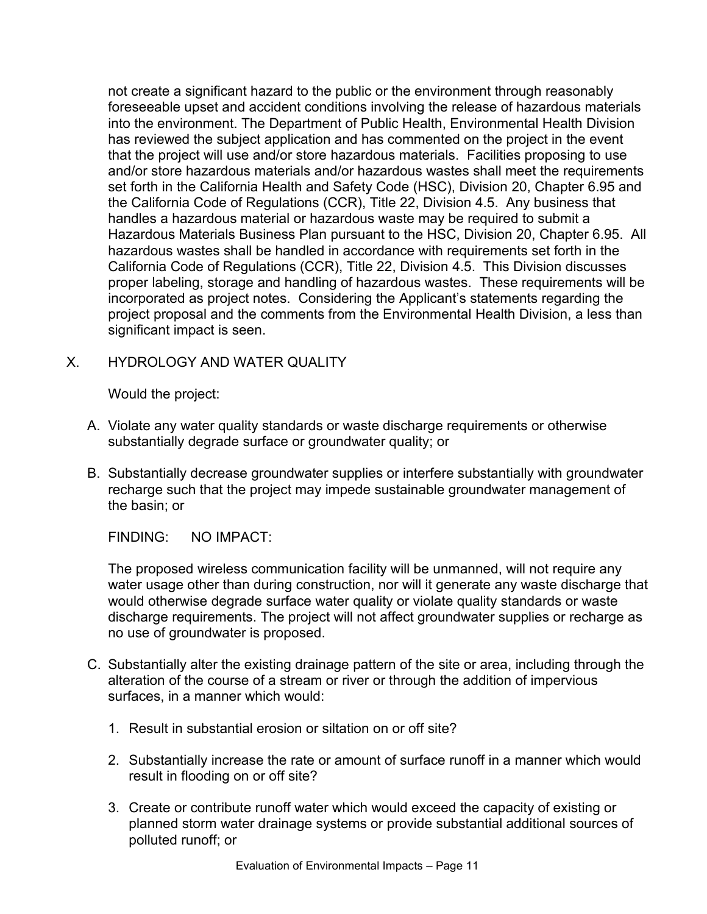not create a significant hazard to the public or the environment through reasonably foreseeable upset and accident conditions involving the release of hazardous materials into the environment. The Department of Public Health, Environmental Health Division has reviewed the subject application and has commented on the project in the event that the project will use and/or store hazardous materials. Facilities proposing to use and/or store hazardous materials and/or hazardous wastes shall meet the requirements set forth in the California Health and Safety Code (HSC), Division 20, Chapter 6.95 and the California Code of Regulations (CCR), Title 22, Division 4.5. Any business that handles a hazardous material or hazardous waste may be required to submit a Hazardous Materials Business Plan pursuant to the HSC, Division 20, Chapter 6.95. All hazardous wastes shall be handled in accordance with requirements set forth in the California Code of Regulations (CCR), Title 22, Division 4.5. This Division discusses proper labeling, storage and handling of hazardous wastes. These requirements will be incorporated as project notes. Considering the Applicant's statements regarding the project proposal and the comments from the Environmental Health Division, a less than significant impact is seen.

## X. HYDROLOGY AND WATER QUALITY

Would the project:

A. Violate any water quality standards or waste discharge requirements or otherwise substantially degrade surface or groundwater quality; or

B. Substantially decrease groundwater supplies or interfere substantially with groundwater recharge such that the project may impede sustainable groundwater management of the basin; or

FINDING: NO IMPACT:

The proposed wireless communication facility will be unmanned, will not require any water usage other than during construction, nor will it generate any waste discharge that would otherwise degrade surface water quality or violate quality standards or waste discharge requirements. The project will not affect groundwater supplies or recharge as no use of groundwater is proposed.

C. Substantially alter the existing drainage pattern of the site or area, including through the alteration of the course of a stream or river or through the addition of impervious surfaces, in a manner which would:

1. Result in substantial erosion or siltation on or off site?

2. Substantially increase the rate or amount of surface runoff in a manner which would result in flooding on or off site?

3. Create or contribute runoff water which would exceed the capacity of existing or planned storm water drainage systems or provide substantial additional sources of polluted runoff; or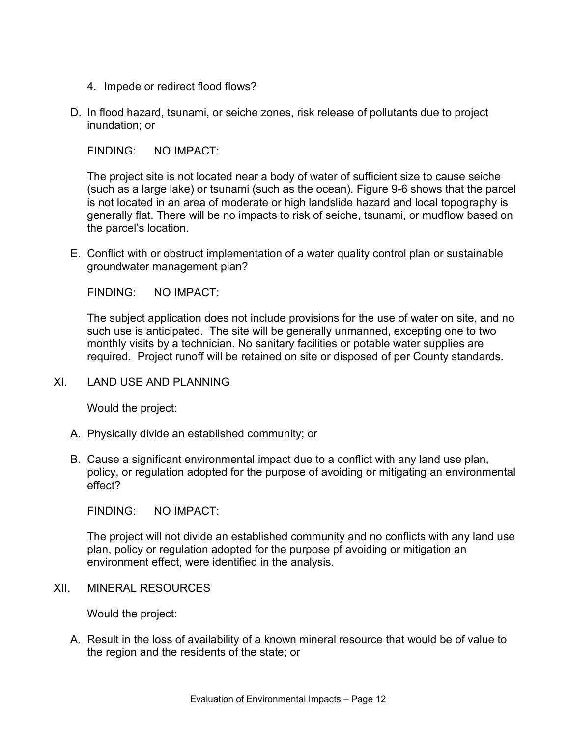4. Impede or redirect flood flows?

D. In flood hazard, tsunami, or seiche zones, risk release of pollutants due to project inundation; or

FINDING: NO IMPACT:

The project site is not located near a body of water of sufficient size to cause seiche (such as a large lake) or tsunami (such as the ocean). Figure 9-6 shows that the parcel is not located in an area of moderate or high landslide hazard and local topography is generally flat. There will be no impacts to risk of seiche, tsunami, or mudflow based on the parcel's location.

E. Conflict with or obstruct implementation of a water quality control plan or sustainable groundwater management plan?

FINDING: NO IMPACT:

The subject application does not include provisions for the use of water on site, and no such use is anticipated. The site will be generally unmanned, excepting one to two monthly visits by a technician. No sanitary facilities or potable water supplies are required. Project runoff will be retained on site or disposed of per County standards.

## XI. LAND USE AND PLANNING

Would the project:

A. Physically divide an established community; or

B. Cause a significant environmental impact due to a conflict with any land use plan, policy, or regulation adopted for the purpose of avoiding or mitigating an environmental effect?

FINDING: NO IMPACT:

The project will not divide an established community and no conflicts with any land use plan, policy or regulation adopted for the purpose pf avoiding or mitigation an environment effect, were identified in the analysis.

## XII. MINERAL RESOURCES

Would the project:

A. Result in the loss of availability of a known mineral resource that would be of value to the region and the residents of the state; or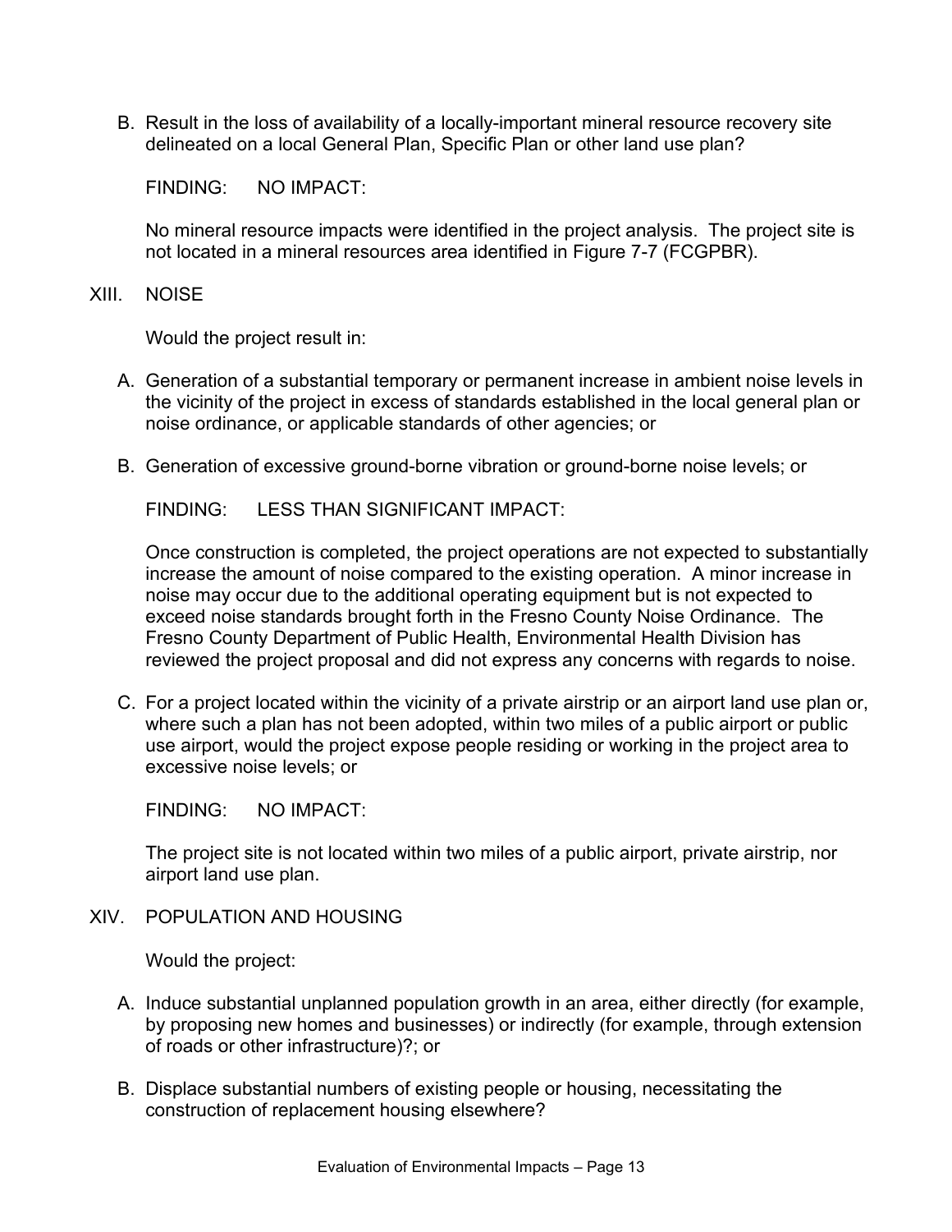B. Result in the loss of availability of a locally-important mineral resource recovery site delineated on a local General Plan, Specific Plan or other land use plan?

FINDING: NO IMPACT:

No mineral resource impacts were identified in the project analysis. The project site is not located in a mineral resources area identified in Figure 7-7 (FCGPBR).

## XIII. NOISE

Would the project result in:

A. Generation of a substantial temporary or permanent increase in ambient noise levels in the vicinity of the project in excess of standards established in the local general plan or noise ordinance, or applicable standards of other agencies; or

B. Generation of excessive ground-borne vibration or ground-borne noise levels; or

FINDING: LESS THAN SIGNIFICANT IMPACT:

Once construction is completed, the project operations are not expected to substantially increase the amount of noise compared to the existing operation. A minor increase in noise may occur due to the additional operating equipment but is not expected to exceed noise standards brought forth in the Fresno County Noise Ordinance. The Fresno County Department of Public Health, Environmental Health Division has reviewed the project proposal and did not express any concerns with regards to noise.

C. For a project located within the vicinity of a private airstrip or an airport land use plan or, where such a plan has not been adopted, within two miles of a public airport or public use airport, would the project expose people residing or working in the project area to excessive noise levels; or

FINDING: NO IMPACT:

The project site is not located within two miles of a public airport, private airstrip, nor airport land use plan.

## XIV. POPULATION AND HOUSING

Would the project:

A. Induce substantial unplanned population growth in an area, either directly (for example, by proposing new homes and businesses) or indirectly (for example, through extension of roads or other infrastructure)?; or

B. Displace substantial numbers of existing people or housing, necessitating the construction of replacement housing elsewhere?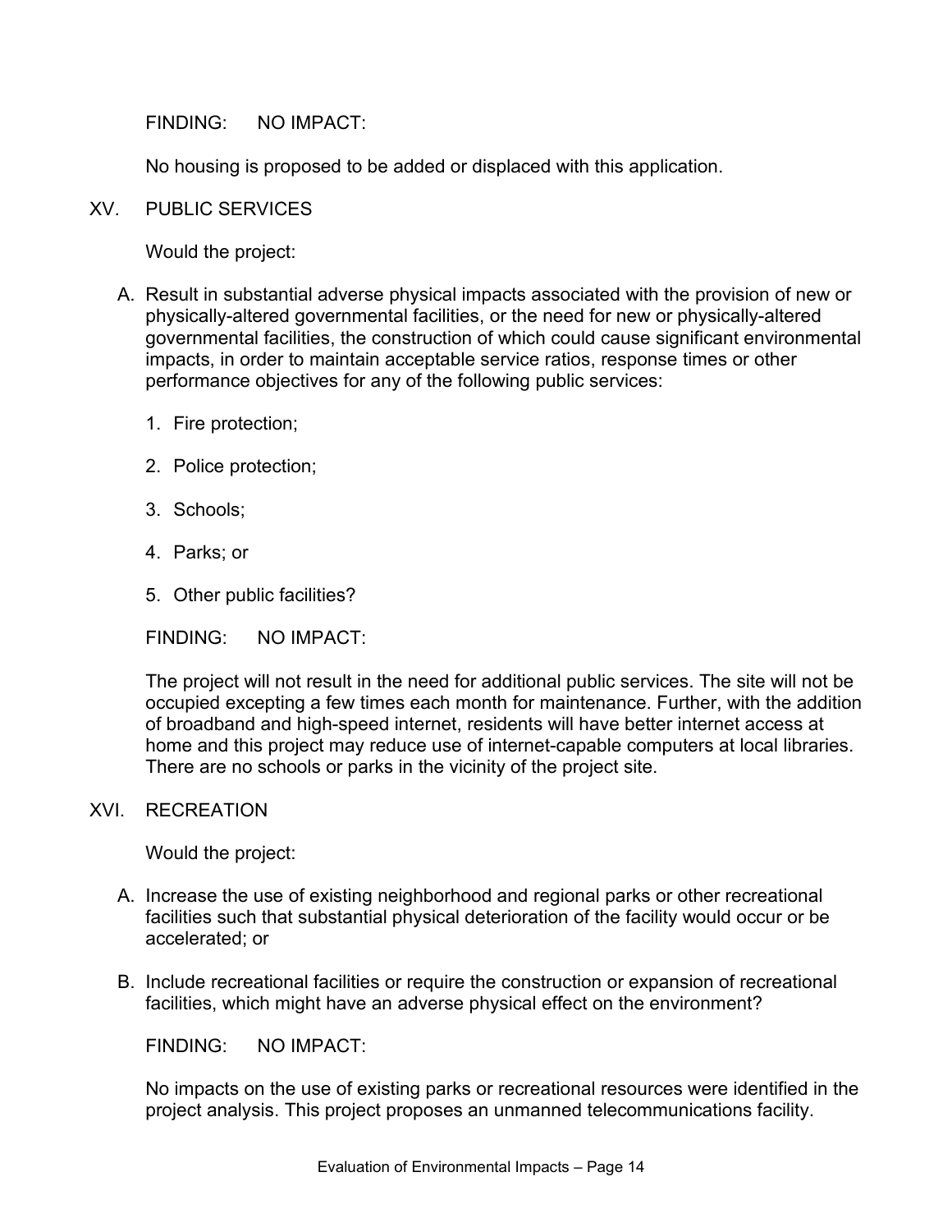FINDING: NO IMPACT:

No housing is proposed to be added or displaced with this application.

## XV. PUBLIC SERVICES

Would the project:

A. Result in substantial adverse physical impacts associated with the provision of new or physically-altered governmental facilities, or the need for new or physically-altered governmental facilities, the construction of which could cause significant environmental impacts, in order to maintain acceptable service ratios, response times or other performance objectives for any of the following public services:

   1. Fire protection;

   2. Police protection;

   3. Schools;

   4. Parks; or

   5. Other public facilities?

FINDING: NO IMPACT:

The project will not result in the need for additional public services. The site will not be occupied excepting a few times each month for maintenance. Further, with the addition of broadband and high-speed internet, residents will have better internet access at home and this project may reduce use of internet-capable computers at local libraries. There are no schools or parks in the vicinity of the project site.

## XVI. RECREATION

Would the project:

A. Increase the use of existing neighborhood and regional parks or other recreational facilities such that substantial physical deterioration of the facility would occur or be accelerated; or

B. Include recreational facilities or require the construction or expansion of recreational facilities, which might have an adverse physical effect on the environment?

FINDING: NO IMPACT:

No impacts on the use of existing parks or recreational resources were identified in the project analysis. This project proposes an unmanned telecommunications facility.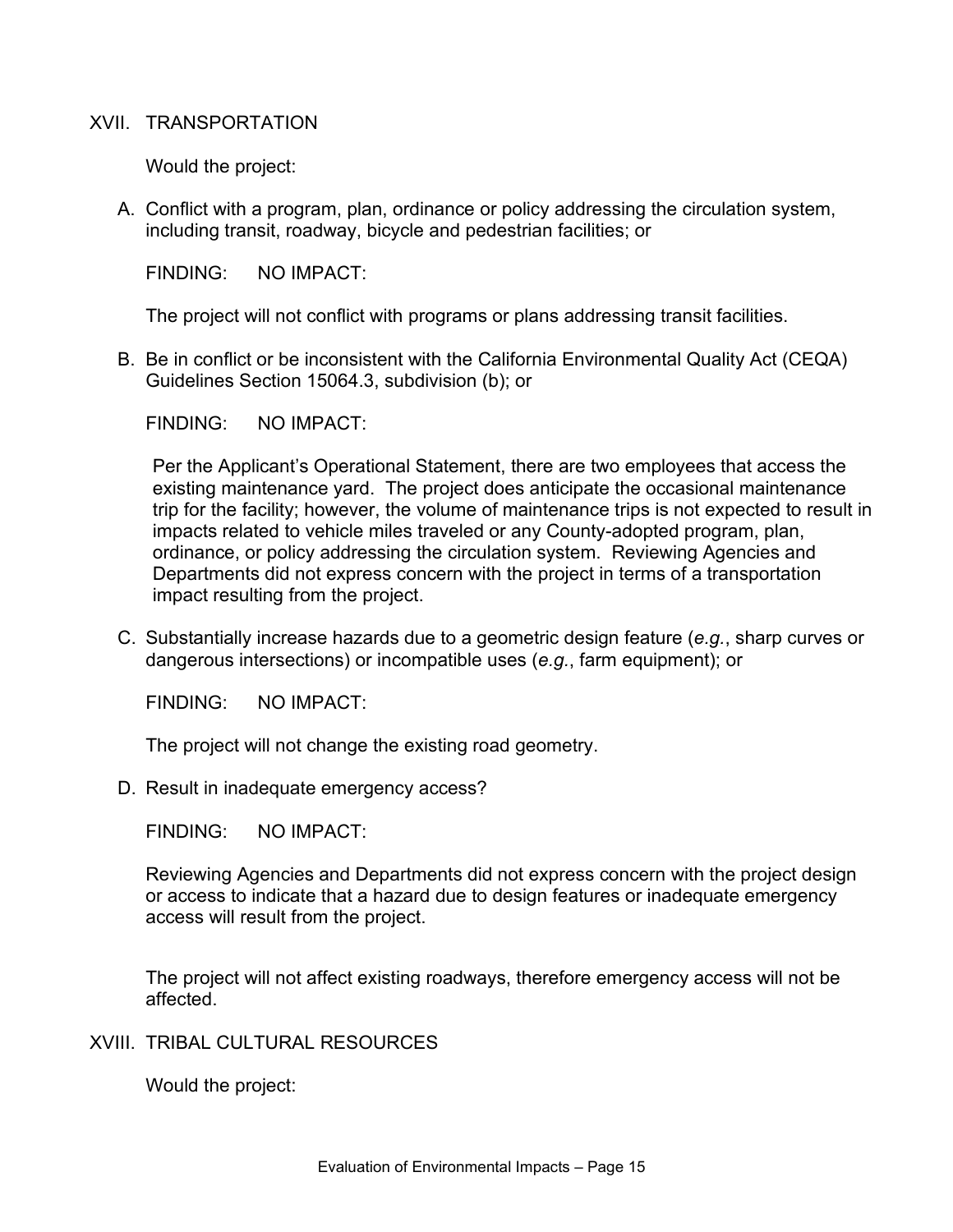## XVII. TRANSPORTATION

Would the project:

A. Conflict with a program, plan, ordinance or policy addressing the circulation system, including transit, roadway, bicycle and pedestrian facilities; or

FINDING: NO IMPACT:

The project will not conflict with programs or plans addressing transit facilities.

B. Be in conflict or be inconsistent with the California Environmental Quality Act (CEQA) Guidelines Section 15064.3, subdivision (b); or

FINDING: NO IMPACT:

Per the Applicant's Operational Statement, there are two employees that access the existing maintenance yard. The project does anticipate the occasional maintenance trip for the facility; however, the volume of maintenance trips is not expected to result in impacts related to vehicle miles traveled or any County-adopted program, plan, ordinance, or policy addressing the circulation system. Reviewing Agencies and Departments did not express concern with the project in terms of a transportation impact resulting from the project.

C. Substantially increase hazards due to a geometric design feature (*e.g.*, sharp curves or dangerous intersections) or incompatible uses (*e.g.*, farm equipment); or

FINDING: NO IMPACT:

The project will not change the existing road geometry.

D. Result in inadequate emergency access?

FINDING: NO IMPACT:

Reviewing Agencies and Departments did not express concern with the project design or access to indicate that a hazard due to design features or inadequate emergency access will result from the project.

The project will not affect existing roadways, therefore emergency access will not be affected.

## XVIII. TRIBAL CULTURAL RESOURCES

Would the project: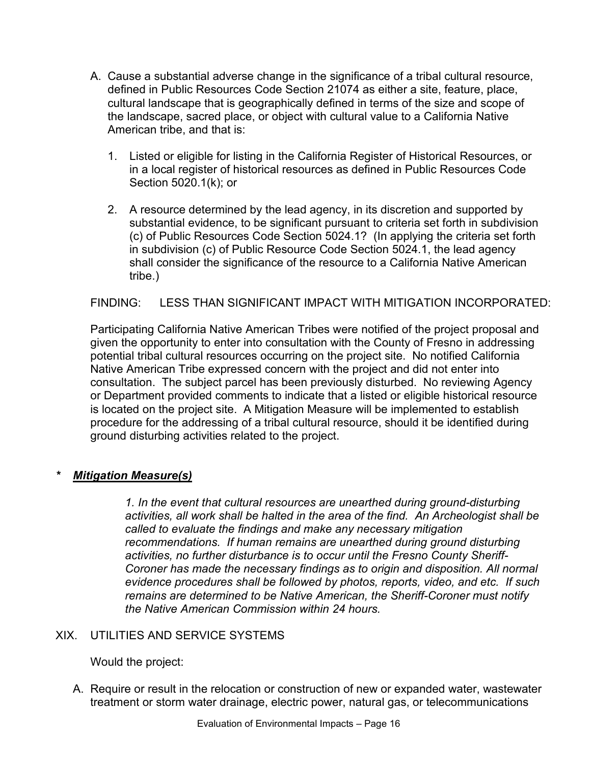A. Cause a substantial adverse change in the significance of a tribal cultural resource, defined in Public Resources Code Section 21074 as either a site, feature, place, cultural landscape that is geographically defined in terms of the size and scope of the landscape, sacred place, or object with cultural value to a California Native American tribe, and that is:

   1. Listed or eligible for listing in the California Register of Historical Resources, or in a local register of historical resources as defined in Public Resources Code Section 5020.1(k); or

   2. A resource determined by the lead agency, in its discretion and supported by substantial evidence, to be significant pursuant to criteria set forth in subdivision (c) of Public Resources Code Section 5024.1? (In applying the criteria set forth in subdivision (c) of Public Resource Code Section 5024.1, the lead agency shall consider the significance of the resource to a California Native American tribe.)

FINDING: LESS THAN SIGNIFICANT IMPACT WITH MITIGATION INCORPORATED:

Participating California Native American Tribes were notified of the project proposal and given the opportunity to enter into consultation with the County of Fresno in addressing potential tribal cultural resources occurring on the project site. No notified California Native American Tribe expressed concern with the project and did not enter into consultation. The subject parcel has been previously disturbed. No reviewing Agency or Department provided comments to indicate that a listed or eligible historical resource is located on the project site. A Mitigation Measure will be implemented to establish procedure for the addressing of a tribal cultural resource, should it be identified during ground disturbing activities related to the project.

\* ***Mitigation Measure(s)***

*1. In the event that cultural resources are unearthed during ground-disturbing activities, all work shall be halted in the area of the find. An Archeologist shall be called to evaluate the findings and make any necessary mitigation recommendations. If human remains are unearthed during ground disturbing activities, no further disturbance is to occur until the Fresno County Sheriff-Coroner has made the necessary findings as to origin and disposition. All normal evidence procedures shall be followed by photos, reports, video, and etc. If such remains are determined to be Native American, the Sheriff-Coroner must notify the Native American Commission within 24 hours.*

XIX. UTILITIES AND SERVICE SYSTEMS

Would the project:

A. Require or result in the relocation or construction of new or expanded water, wastewater treatment or storm water drainage, electric power, natural gas, or telecommunications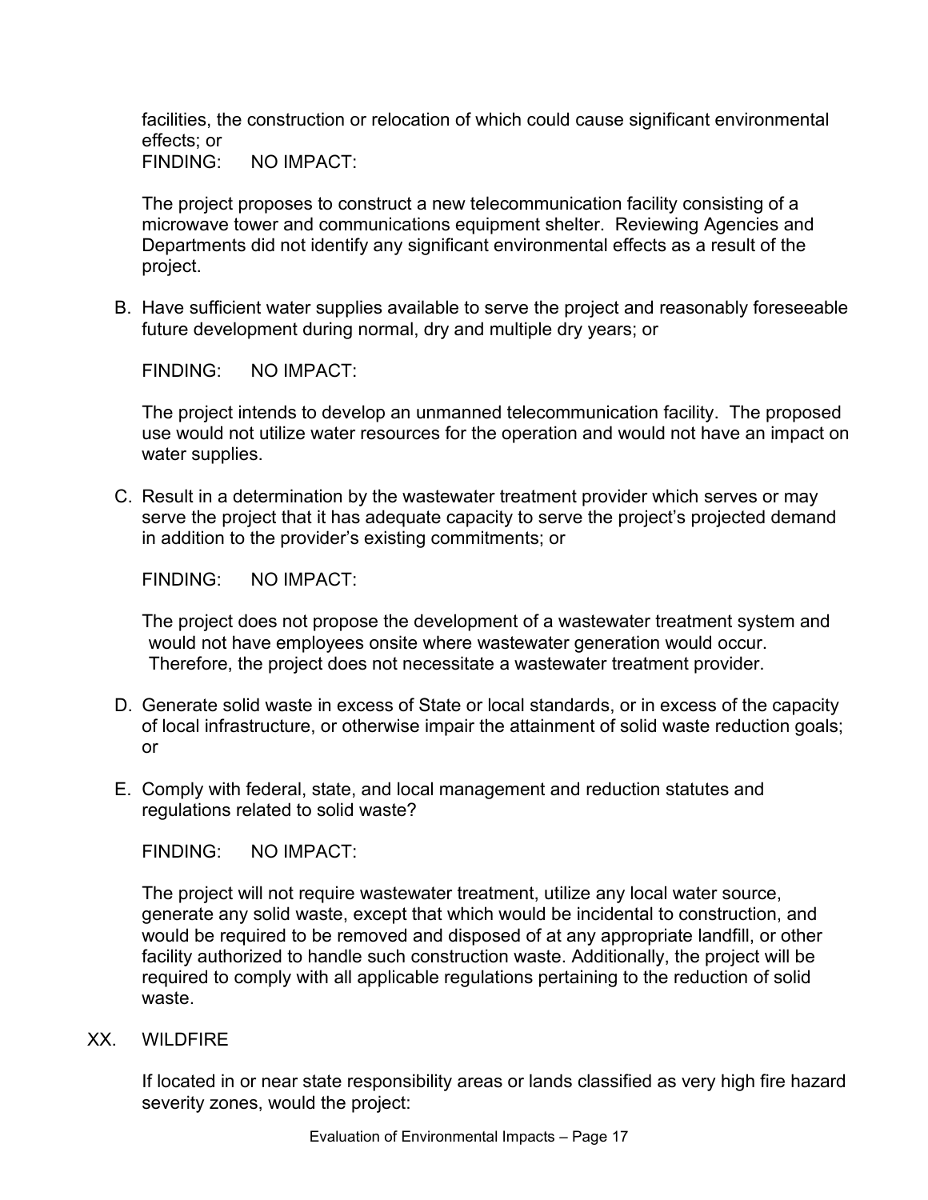facilities, the construction or relocation of which could cause significant environmental effects; or
FINDING: NO IMPACT:

The project proposes to construct a new telecommunication facility consisting of a microwave tower and communications equipment shelter. Reviewing Agencies and Departments did not identify any significant environmental effects as a result of the project.

B. Have sufficient water supplies available to serve the project and reasonably foreseeable future development during normal, dry and multiple dry years; or

FINDING: NO IMPACT:

The project intends to develop an unmanned telecommunication facility. The proposed use would not utilize water resources for the operation and would not have an impact on water supplies.

C. Result in a determination by the wastewater treatment provider which serves or may serve the project that it has adequate capacity to serve the project's projected demand in addition to the provider's existing commitments; or

FINDING: NO IMPACT:

The project does not propose the development of a wastewater treatment system and would not have employees onsite where wastewater generation would occur. Therefore, the project does not necessitate a wastewater treatment provider.

D. Generate solid waste in excess of State or local standards, or in excess of the capacity of local infrastructure, or otherwise impair the attainment of solid waste reduction goals; or

E. Comply with federal, state, and local management and reduction statutes and regulations related to solid waste?

FINDING: NO IMPACT:

The project will not require wastewater treatment, utilize any local water source, generate any solid waste, except that which would be incidental to construction, and would be required to be removed and disposed of at any appropriate landfill, or other facility authorized to handle such construction waste. Additionally, the project will be required to comply with all applicable regulations pertaining to the reduction of solid waste.

## XX. WILDFIRE

If located in or near state responsibility areas or lands classified as very high fire hazard severity zones, would the project: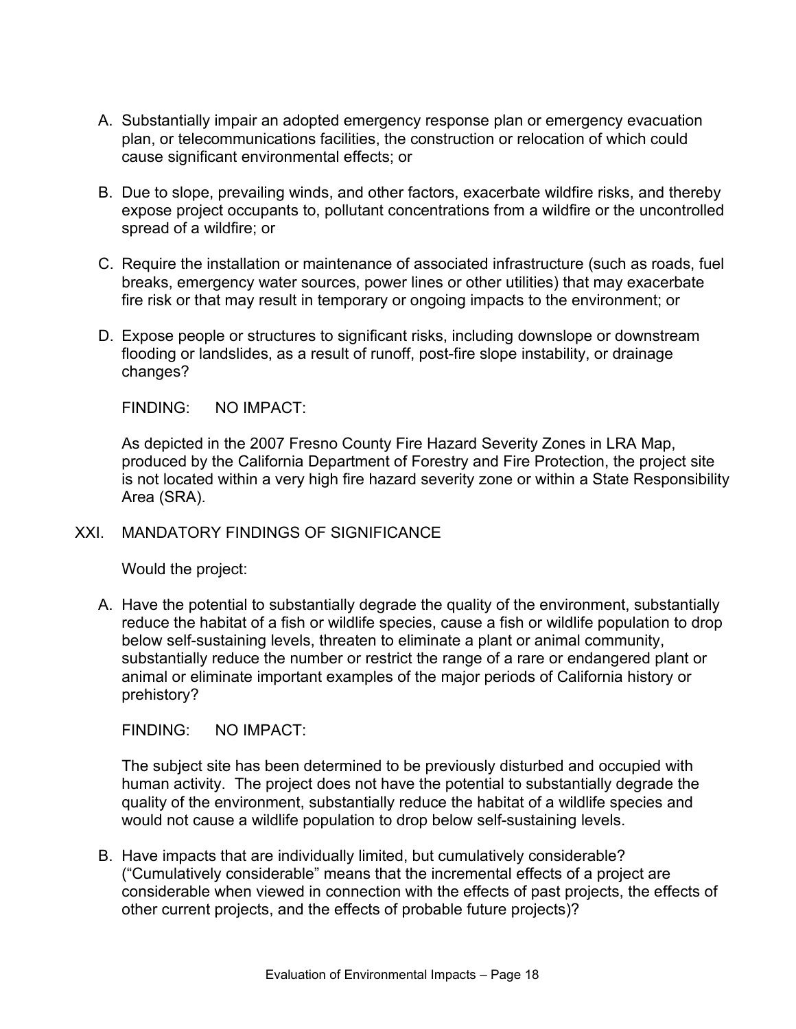A. Substantially impair an adopted emergency response plan or emergency evacuation plan, or telecommunications facilities, the construction or relocation of which could cause significant environmental effects; or

B. Due to slope, prevailing winds, and other factors, exacerbate wildfire risks, and thereby expose project occupants to, pollutant concentrations from a wildfire or the uncontrolled spread of a wildfire; or

C. Require the installation or maintenance of associated infrastructure (such as roads, fuel breaks, emergency water sources, power lines or other utilities) that may exacerbate fire risk or that may result in temporary or ongoing impacts to the environment; or

D. Expose people or structures to significant risks, including downslope or downstream flooding or landslides, as a result of runoff, post-fire slope instability, or drainage changes?

FINDING: NO IMPACT:

As depicted in the 2007 Fresno County Fire Hazard Severity Zones in LRA Map, produced by the California Department of Forestry and Fire Protection, the project site is not located within a very high fire hazard severity zone or within a State Responsibility Area (SRA).

## XXI. MANDATORY FINDINGS OF SIGNIFICANCE

Would the project:

A. Have the potential to substantially degrade the quality of the environment, substantially reduce the habitat of a fish or wildlife species, cause a fish or wildlife population to drop below self-sustaining levels, threaten to eliminate a plant or animal community, substantially reduce the number or restrict the range of a rare or endangered plant or animal or eliminate important examples of the major periods of California history or prehistory?

FINDING: NO IMPACT:

The subject site has been determined to be previously disturbed and occupied with human activity. The project does not have the potential to substantially degrade the quality of the environment, substantially reduce the habitat of a wildlife species and would not cause a wildlife population to drop below self-sustaining levels.

B. Have impacts that are individually limited, but cumulatively considerable? ("Cumulatively considerable" means that the incremental effects of a project are considerable when viewed in connection with the effects of past projects, the effects of other current projects, and the effects of probable future projects)?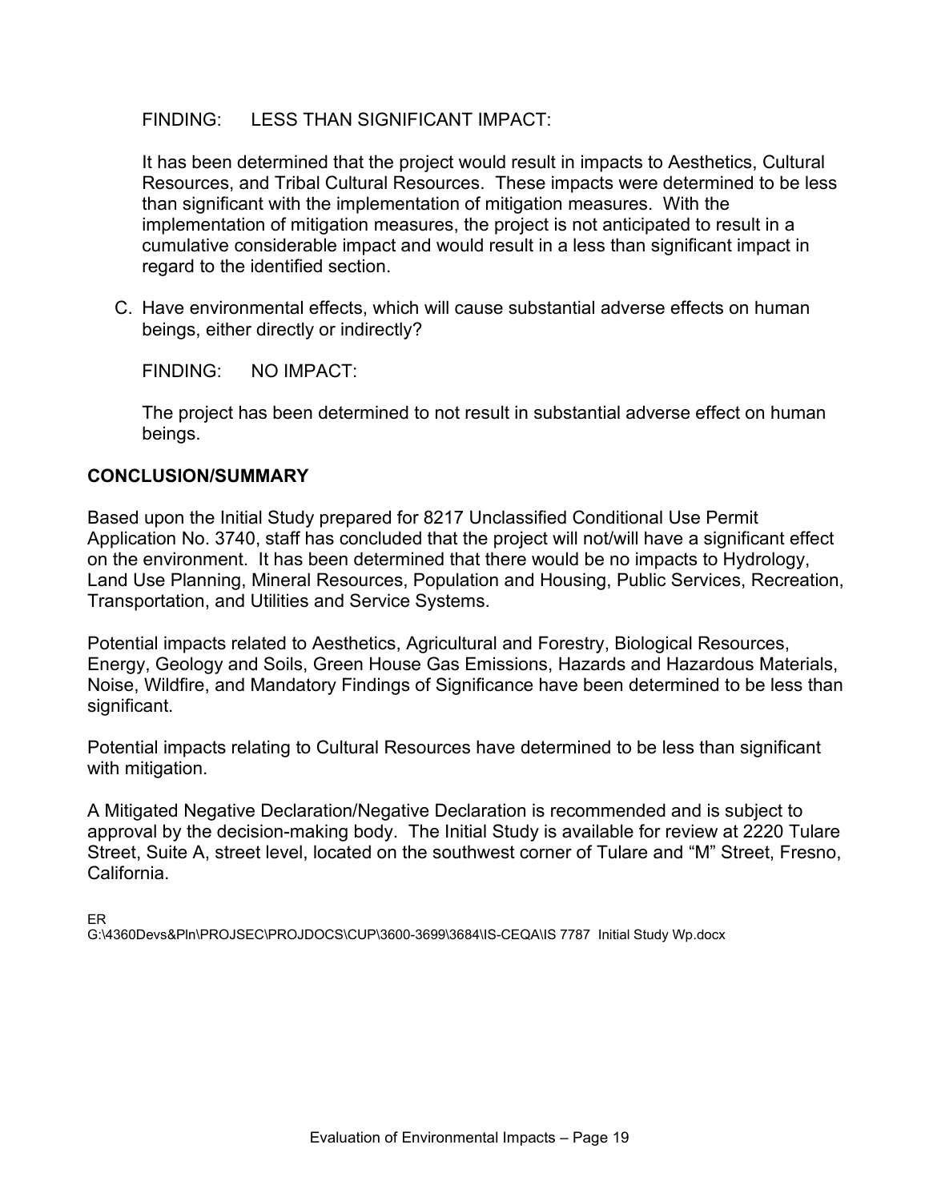FINDING: LESS THAN SIGNIFICANT IMPACT:

It has been determined that the project would result in impacts to Aesthetics, Cultural Resources, and Tribal Cultural Resources. These impacts were determined to be less than significant with the implementation of mitigation measures. With the implementation of mitigation measures, the project is not anticipated to result in a cumulative considerable impact and would result in a less than significant impact in regard to the identified section.

C. Have environmental effects, which will cause substantial adverse effects on human beings, either directly or indirectly?

FINDING: NO IMPACT:

The project has been determined to not result in substantial adverse effect on human beings.

## CONCLUSION/SUMMARY

Based upon the Initial Study prepared for 8217 Unclassified Conditional Use Permit Application No. 3740, staff has concluded that the project will not/will have a significant effect on the environment. It has been determined that there would be no impacts to Hydrology, Land Use Planning, Mineral Resources, Population and Housing, Public Services, Recreation, Transportation, and Utilities and Service Systems.

Potential impacts related to Aesthetics, Agricultural and Forestry, Biological Resources, Energy, Geology and Soils, Green House Gas Emissions, Hazards and Hazardous Materials, Noise, Wildfire, and Mandatory Findings of Significance have been determined to be less than significant.

Potential impacts relating to Cultural Resources have determined to be less than significant with mitigation.

A Mitigated Negative Declaration/Negative Declaration is recommended and is subject to approval by the decision-making body. The Initial Study is available for review at 2220 Tulare Street, Suite A, street level, located on the southwest corner of Tulare and "M" Street, Fresno, California.

ER
G:\4360Devs&Pln\PROJSEC\PROJDOCS\CUP\3600-3699\3684\IS-CEQA\IS 7787 Initial Study Wp.docx